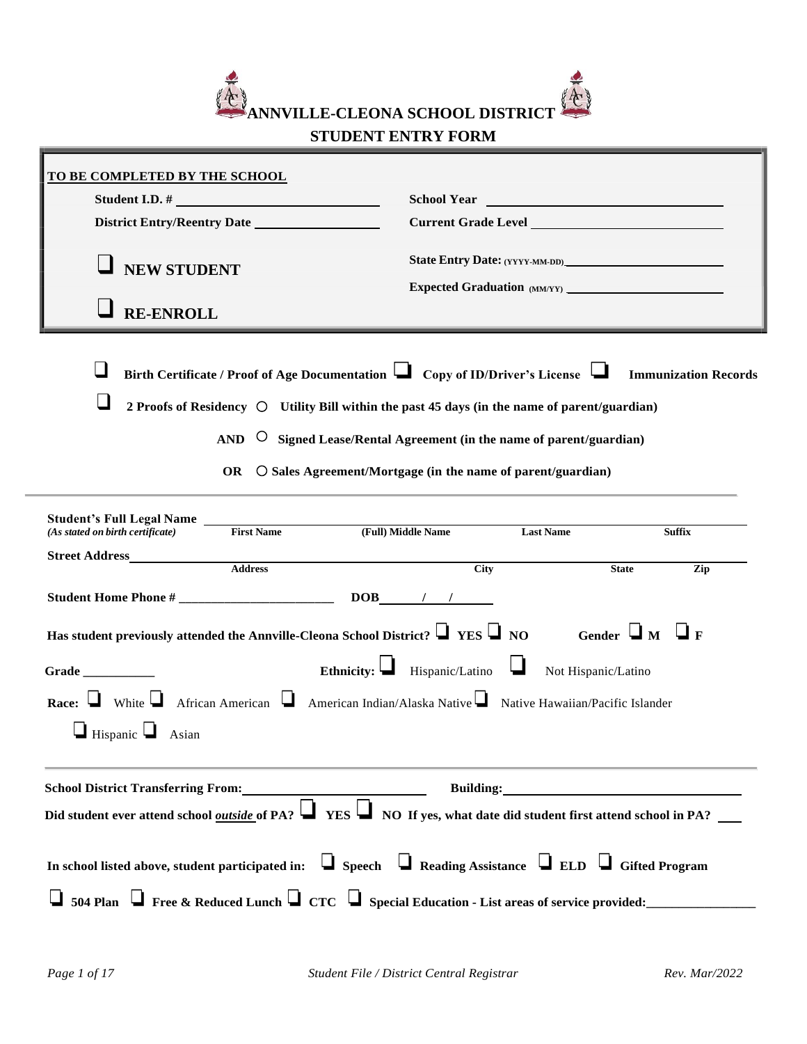# ANNVILLE-CLEONA SCHOOL DISTRICT

## STUDENT ENTRY FORM

**TO BE COMPLETED BY THE SCHOOL**

**Student I.D. #** ____________________ **School Year** ____________________

**District Entry/Reentry Date** ____________________ **Current Grade Level** ____________________

❑ **NEW STUDENT**

**State Entry Date: (YYYY-MM-DD)** ____________________

**Expected Graduation (MM/YY)** ____________________

❑ **RE-ENROLL**

❑ **Birth Certificate / Proof of Age Documentation** ❑ **Copy of ID/Driver's License** ❑ **Immunization Records**

❑ **2 Proofs of Residency** ○ **Utility Bill within the past 45 days (in the name of parent/guardian)**

**AND** ○ **Signed Lease/Rental Agreement (in the name of parent/guardian)**

**OR** ○ **Sales Agreement/Mortgage (in the name of parent/guardian)**

---

**Student's Full Legal Name** ____________________
*(As stated on birth certificate)* **First Name** **(Full) Middle Name** **Last Name** **Suffix**

**Street Address** ____________________
**Address** **City** **State** **Zip**

**Student Home Phone #** ________________________ **DOB** ____/____/____

**Has student previously attended the Annville-Cleona School District?** ❑ **YES** ❑ **NO** **Gender** ❑ **M** ❑ **F**

**Grade** ___________ **Ethnicity:** ❑ Hispanic/Latino ❑ Not Hispanic/Latino

**Race:** ❑ White ❑ African American ❑ American Indian/Alaska Native ❑ Native Hawaiian/Pacific Islander ❑ Hispanic ❑ Asian

---

**School District Transferring From:** ____________________ **Building:** ____________________

**Did student ever attend school *outside* of PA?** ❑ **YES** ❑ **NO If yes, what date did student first attend school in PA?** ___

**In school listed above, student participated in:** ❑ **Speech** ❑ **Reading Assistance** ❑ **ELD** ❑ **Gifted Program**

❑ **504 Plan** ❑ **Free & Reduced Lunch** ❑ **CTC** ❑ **Special Education - List areas of service provided:**________________

*Student File / District Central Registrar* *Rev. Mar/2022*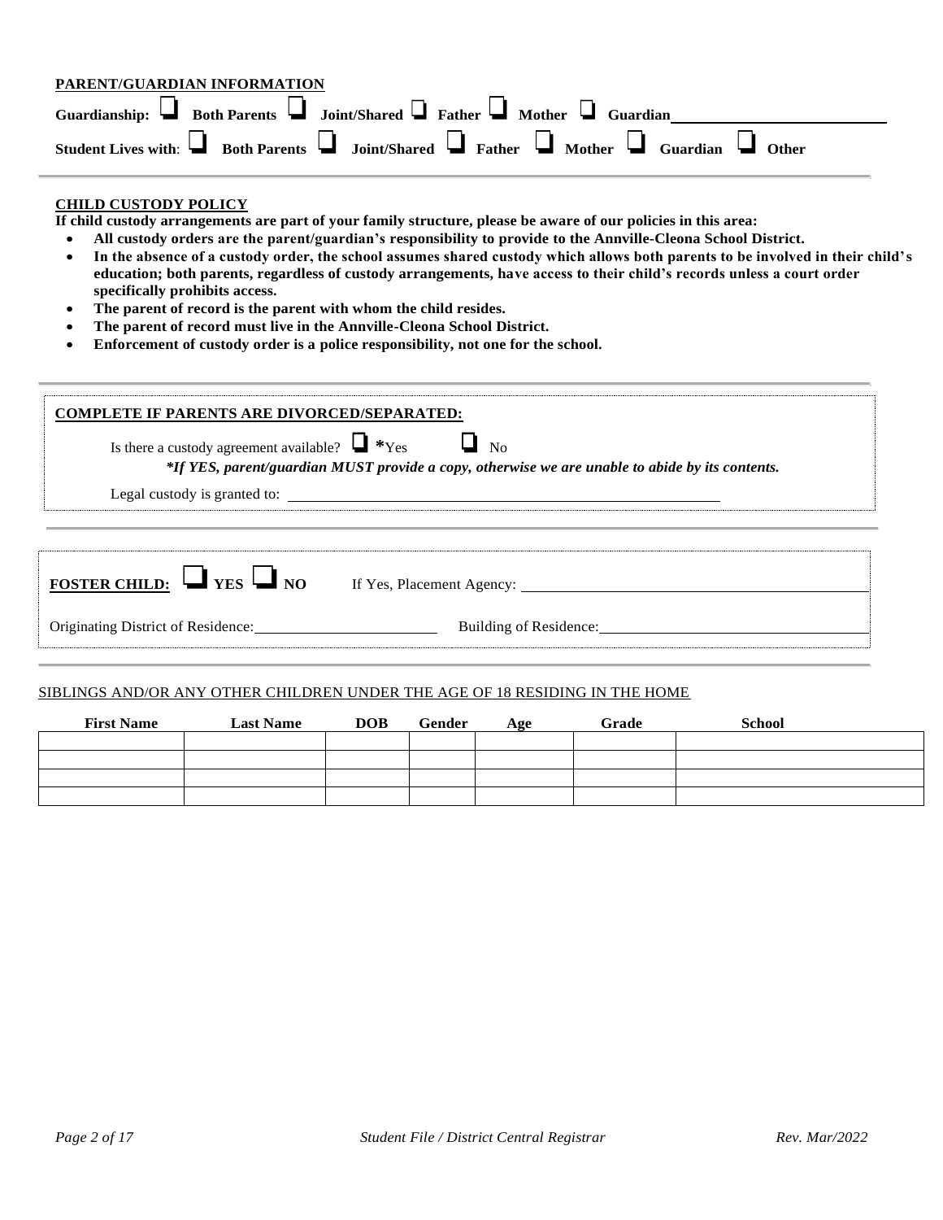## PARENT/GUARDIAN INFORMATION

**Guardianship:** ❑ **Both Parents** ❑ **Joint/Shared** ❑ **Father** ❑ **Mother** ❑ **Guardian** ____________________

**Student Lives with**: ❑ **Both Parents** ❑ **Joint/Shared** ❑ **Father** ❑ **Mother** ❑ **Guardian** ❑ **Other**

## CHILD CUSTODY POLICY

**If child custody arrangements are part of your family structure, please be aware of our policies in this area:**

- **All custody orders are the parent/guardian's responsibility to provide to the Annville-Cleona School District.**
- **In the absence of a custody order, the school assumes shared custody which allows both parents to be involved in their child's education; both parents, regardless of custody arrangements, have access to their child's records unless a court order specifically prohibits access.**
- **The parent of record is the parent with whom the child resides.**
- **The parent of record must live in the Annville-Cleona School District.**
- **Enforcement of custody order is a police responsibility, not one for the school.**

## COMPLETE IF PARENTS ARE DIVORCED/SEPARATED:

Is there a custody agreement available? ❑ ***Yes** ❑ No

***If YES, parent/guardian MUST provide a copy, otherwise we are unable to abide by its contents.***

Legal custody is granted to: ____________________

**FOSTER CHILD:** ❑ **YES** ❑ **NO** If Yes, Placement Agency: ____________________

Originating District of Residence: ____________________ Building of Residence: ____________________

SIBLINGS AND/OR ANY OTHER CHILDREN UNDER THE AGE OF 18 RESIDING IN THE HOME

| First Name | Last Name | DOB | Gender | Age | Grade | School |
|---|---|---|---|---|---|---|
| | | | | | | |
| | | | | | | |
| | | | | | | |
| | | | | | | |

*Student File / District Central Registrar* *Rev. Mar/2022*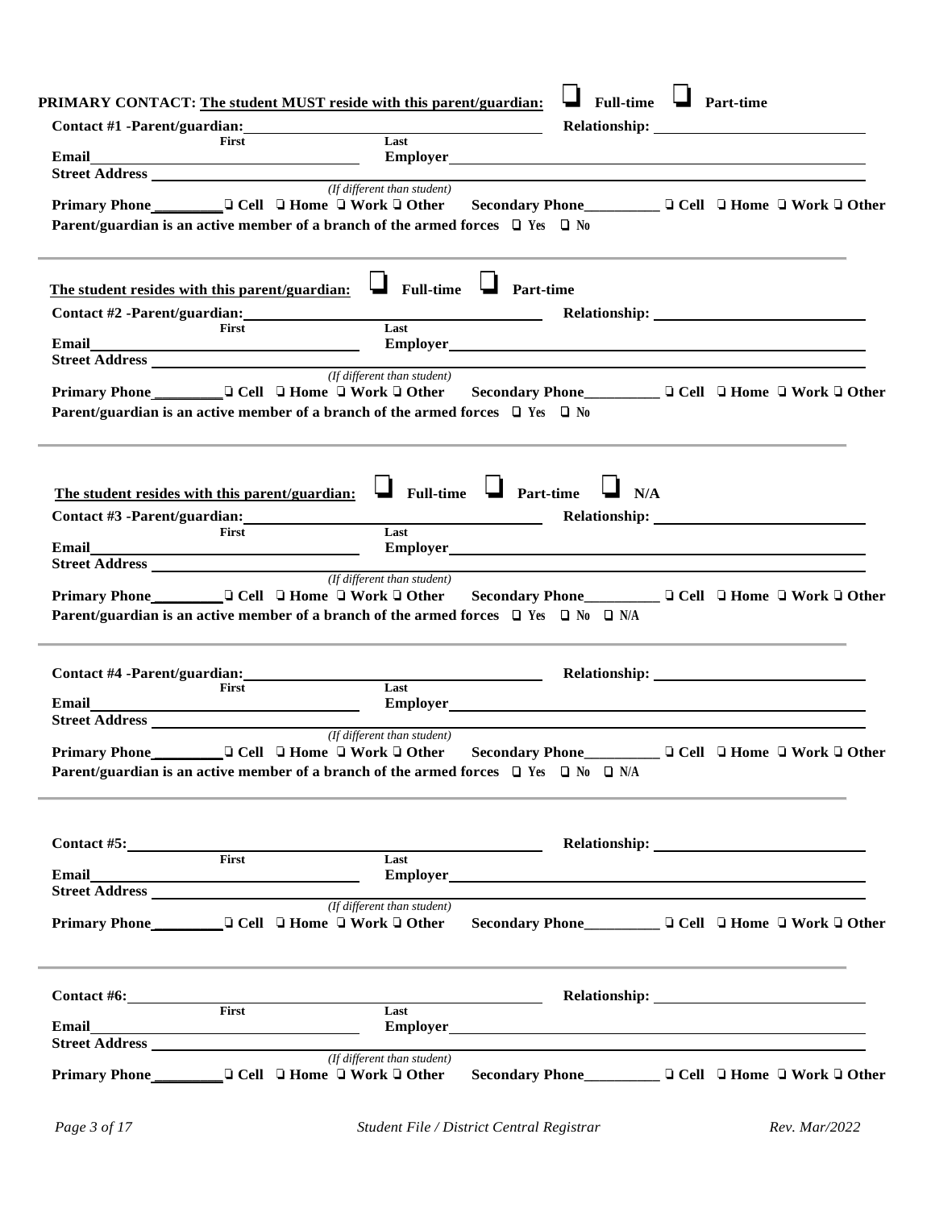**PRIMARY CONTACT: The student MUST reside with this parent/guardian:** ❑ **Full-time** ❑ **Part-time**

**Contact #1 -Parent/guardian:** ______________________ ______________________ **Relationship:** ______________________
First Last

**Email** ______________________ **Employer** ______________________

**Street Address** ______________________________________________
*(If different than student)*

**Primary Phone** _________ ❑ **Cell** ❑ **Home** ❑ **Work** ❑ **Other** **Secondary Phone** _________ ❑ **Cell** ❑ **Home** ❑ **Work** ❑ **Other**

**Parent/guardian is an active member of a branch of the armed forces** ❑ Yes ❑ No

---

**The student resides with this parent/guardian:** ❑ **Full-time** ❑ **Part-time**

**Contact #2 -Parent/guardian:** ______________________ ______________________ **Relationship:** ______________________
First Last

**Email** ______________________ **Employer** ______________________

**Street Address** ______________________________________________
*(If different than student)*

**Primary Phone** _________ ❑ **Cell** ❑ **Home** ❑ **Work** ❑ **Other** **Secondary Phone** _________ ❑ **Cell** ❑ **Home** ❑ **Work** ❑ **Other**

**Parent/guardian is an active member of a branch of the armed forces** ❑ Yes ❑ No

---

**The student resides with this parent/guardian:** ❑ **Full-time** ❑ **Part-time** ❑ **N/A**

**Contact #3 -Parent/guardian:** ______________________ ______________________ **Relationship:** ______________________
First Last

**Email** ______________________ **Employer** ______________________

**Street Address** ______________________________________________
*(If different than student)*

**Primary Phone** _________ ❑ **Cell** ❑ **Home** ❑ **Work** ❑ **Other** **Secondary Phone** _________ ❑ **Cell** ❑ **Home** ❑ **Work** ❑ **Other**

**Parent/guardian is an active member of a branch of the armed forces** ❑ Yes ❑ No ❑ N/A

---

**Contact #4 -Parent/guardian:** ______________________ ______________________ **Relationship:** ______________________
First Last

**Email** ______________________ **Employer** ______________________

**Street Address** ______________________________________________
*(If different than student)*

**Primary Phone** _________ ❑ **Cell** ❑ **Home** ❑ **Work** ❑ **Other** **Secondary Phone** _________ ❑ **Cell** ❑ **Home** ❑ **Work** ❑ **Other**

**Parent/guardian is an active member of a branch of the armed forces** ❑ Yes ❑ No ❑ N/A

---

**Contact #5:** ______________________ ______________________ **Relationship:** ______________________
First Last

**Email** ______________________ **Employer** ______________________

**Street Address** ______________________________________________
*(If different than student)*

**Primary Phone** _________ ❑ **Cell** ❑ **Home** ❑ **Work** ❑ **Other** **Secondary Phone** _________ ❑ **Cell** ❑ **Home** ❑ **Work** ❑ **Other**

---

**Contact #6:** ______________________ ______________________ **Relationship:** ______________________
First Last

**Email** ______________________ **Employer** ______________________

**Street Address** ______________________________________________
*(If different than student)*

**Primary Phone** _________ ❑ **Cell** ❑ **Home** ❑ **Work** ❑ **Other** **Secondary Phone** _________ ❑ **Cell** ❑ **Home** ❑ **Work** ❑ **Other**

*Student File / District Central Registrar* *Rev. Mar/2022*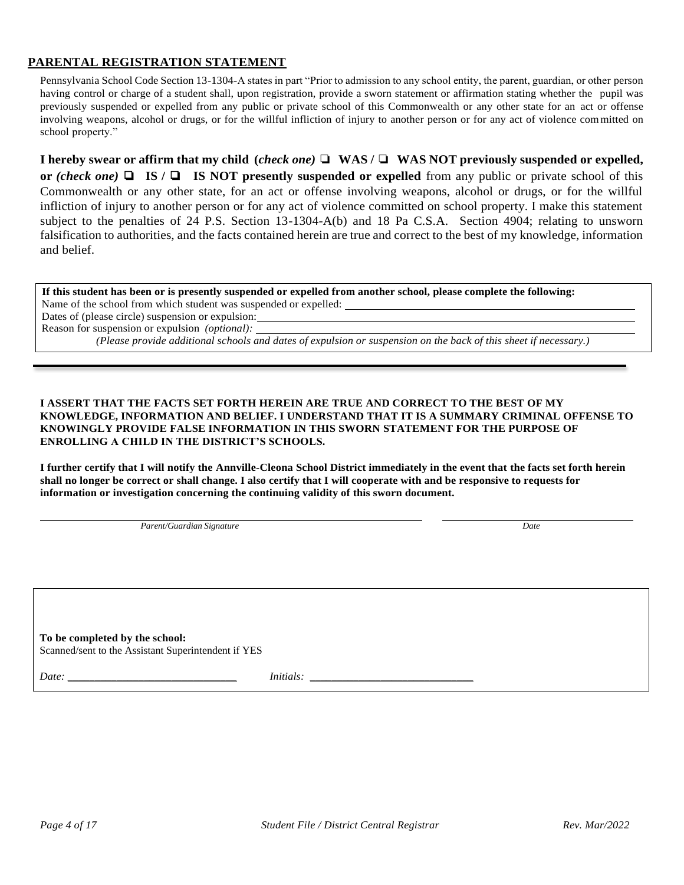## PARENTAL REGISTRATION STATEMENT

Pennsylvania School Code Section 13-1304-A states in part "Prior to admission to any school entity, the parent, guardian, or other person having control or charge of a student shall, upon registration, provide a sworn statement or affirmation stating whether the pupil was previously suspended or expelled from any public or private school of this Commonwealth or any other state for an act or offense involving weapons, alcohol or drugs, or for the willful infliction of injury to another person or for any act of violence committed on school property."

**I hereby swear or affirm that my child (*check one*) ❑ WAS / ❑ WAS NOT previously suspended or expelled, or *(check one)* ❑ IS / ❑ IS NOT presently suspended or expelled** from any public or private school of this Commonwealth or any other state, for an act or offense involving weapons, alcohol or drugs, or for the willful infliction of injury to another person or for any act of violence committed on school property. I make this statement subject to the penalties of 24 P.S. Section 13-1304-A(b) and 18 Pa C.S.A. Section 4904; relating to unsworn falsification to authorities, and the facts contained herein are true and correct to the best of my knowledge, information and belief.

**If this student has been or is presently suspended or expelled from another school, please complete the following:**

Name of the school from which student was suspended or expelled: ______________________

Dates of (please circle) suspension or expulsion: ______________________

Reason for suspension or expulsion *(optional):* ______________________

*(Please provide additional schools and dates of expulsion or suspension on the back of this sheet if necessary.)*

---

**I ASSERT THAT THE FACTS SET FORTH HEREIN ARE TRUE AND CORRECT TO THE BEST OF MY KNOWLEDGE, INFORMATION AND BELIEF. I UNDERSTAND THAT IT IS A SUMMARY CRIMINAL OFFENSE TO KNOWINGLY PROVIDE FALSE INFORMATION IN THIS SWORN STATEMENT FOR THE PURPOSE OF ENROLLING A CHILD IN THE DISTRICT'S SCHOOLS.**

**I further certify that I will notify the Annville-Cleona School District immediately in the event that the facts set forth herein shall no longer be correct or shall change. I also certify that I will cooperate with and be responsive to requests for information or investigation concerning the continuing validity of this sworn document.**

______________________________ ______________________

*Parent/Guardian Signature* *Date*

**To be completed by the school:**

Scanned/sent to the Assistant Superintendent if YES

*Date:* ______________________ *Initials:* ______________________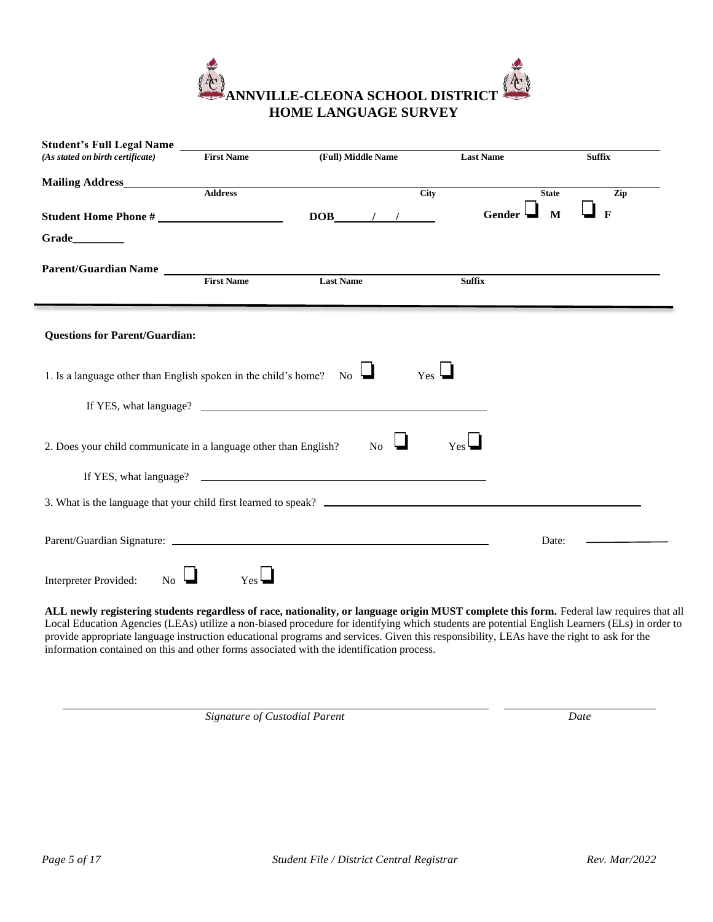# ANNVILLE-CLEONA SCHOOL DISTRICT
## HOME LANGUAGE SURVEY

**Student's Full Legal Name** ______________________________________________
*(As stated on birth certificate)* **First Name** **(Full) Middle Name** **Last Name** **Suffix**

**Mailing Address** ______________________________________________
**Address** **City** **State** **Zip**

**Student Home Phone #** ____________________ **DOB** ____/____/____ **Gender** ☐ **M** ☐ **F**

**Grade**_________

**Parent/Guardian Name** ______________________________________________
**First Name** **Last Name** **Suffix**

---

**Questions for Parent/Guardian:**

1. Is a language other than English spoken in the child's home? No ☐ Yes ☐

   If YES, what language? ______________________________

2. Does your child communicate in a language other than English? No ☐ Yes ☐

   If YES, what language? ______________________________

3. What is the language that your child first learned to speak? ______________________________

Parent/Guardian Signature: ______________________________ Date: ____________

Interpreter Provided: No ☐ Yes ☐

**ALL newly registering students regardless of race, nationality, or language origin MUST complete this form.** Federal law requires that all Local Education Agencies (LEAs) utilize a non-biased procedure for identifying which students are potential English Learners (ELs) in order to provide appropriate language instruction educational programs and services. Given this responsibility, LEAs have the right to ask for the information contained on this and other forms associated with the identification process.

______________________________ ____________
*Signature of Custodial Parent* *Date*

*Student File / District Central Registrar* *Rev. Mar/2022*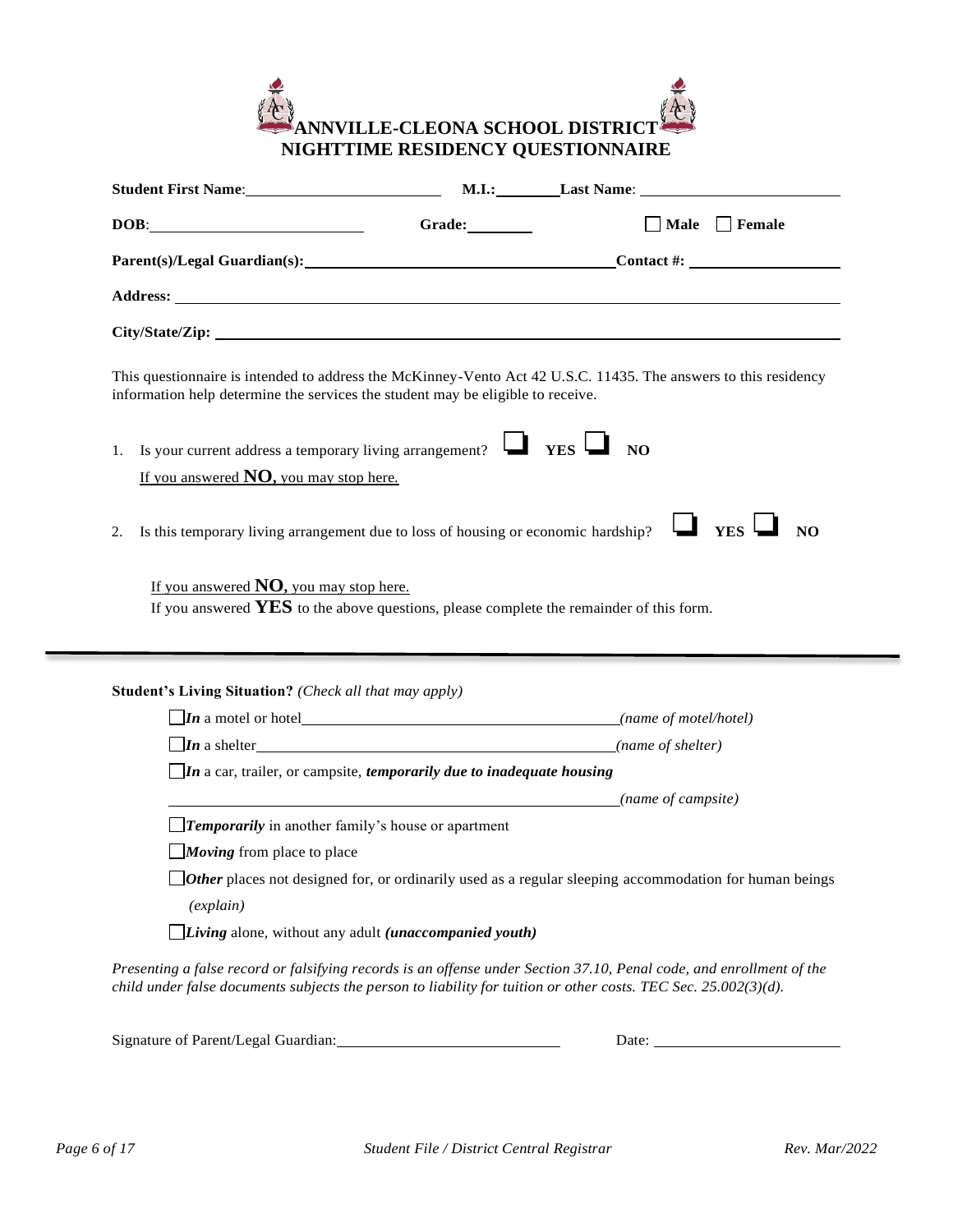# ANNVILLE-CLEONA SCHOOL DISTRICT
## NIGHTTIME RESIDENCY QUESTIONNAIRE

**Student First Name**:________________ **M.I.:**______ **Last Name**:________________

**DOB**:________________ **Grade:**______ ☐ **Male** ☐ **Female**

**Parent(s)/Legal Guardian(s):**________________________ **Contact #:**________________

**Address:**________________________________________________

**City/State/Zip:**________________________________________________

This questionnaire is intended to address the McKinney-Vento Act 42 U.S.C. 11435. The answers to this residency information help determine the services the student may be eligible to receive.

1. Is your current address a temporary living arrangement? ☐ **YES** ☐ **NO**

   If you answered **NO**, you may stop here.

2. Is this temporary living arrangement due to loss of housing or economic hardship? ☐ **YES** ☐ **NO**

   If you answered **NO**, you may stop here.

   If you answered **YES** to the above questions, please complete the remainder of this form.

---

**Student's Living Situation?** *(Check all that may apply)*

☐ ***In*** a motel or hotel________________________ *(name of motel/hotel)*

☐ ***In*** a shelter________________________ *(name of shelter)*

☐ ***In*** a car, trailer, or campsite, ***temporarily due to inadequate housing***

________________________ *(name of campsite)*

☐ ***Temporarily*** in another family's house or apartment

☐ ***Moving*** from place to place

☐ ***Other*** places not designed for, or ordinarily used as a regular sleeping accommodation for human beings *(explain)*

☐ ***Living*** alone, without any adult ***(unaccompanied youth)***

*Presenting a false record or falsifying records is an offense under Section 37.10, Penal code, and enrollment of the child under false documents subjects the person to liability for tuition or other costs. TEC Sec. 25.002(3)(d).*

Signature of Parent/Legal Guardian:________________________ Date:________________

*Student File / District Central Registrar*

*Rev. Mar/2022*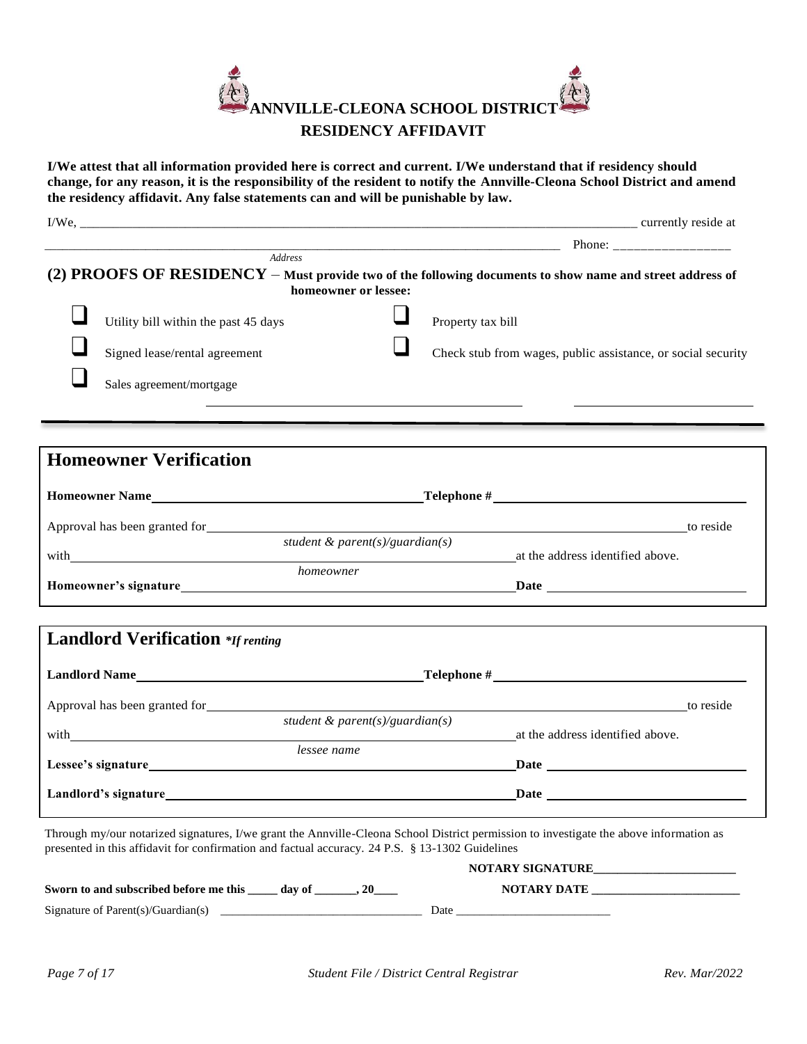# ANNVILLE-CLEONA SCHOOL DISTRICT

## RESIDENCY AFFIDAVIT

**I/We attest that all information provided here is correct and current. I/We understand that if residency should change, for any reason, it is the responsibility of the resident to notify the Annville-Cleona School District and amend the residency affidavit. Any false statements can and will be punishable by law.**

I/We, ______________________________________________________________________________ currently reside at

_______________________________________________________________________________ Phone: _________________

*Address*

**(2) PROOFS OF RESIDENCY** – **Must provide two of the following documents to show name and street address of homeowner or lessee:**

- ❑ Utility bill within the past 45 days
- ❑ Property tax bill
- ❑ Signed lease/rental agreement
- ❑ Check stub from wages, public assistance, or social security
- ❑ Sales agreement/mortgage

## Homeowner Verification

**Homeowner Name** ________________________________ **Telephone #** ________________________________

Approval has been granted for ______________________________________________________________ to reside

*student & parent(s)/guardian(s)*

with ______________________________________________ at the address identified above.

*homeowner*

**Homeowner's signature** ______________________________________ **Date** ______________________

## Landlord Verification *\*If renting*

**Landlord Name** ________________________________ **Telephone #** ________________________________

Approval has been granted for ______________________________________________________________ to reside

*student & parent(s)/guardian(s)*

with ______________________________________________ at the address identified above.

*lessee name*

**Lessee's signature** ______________________________________ **Date** ______________________

**Landlord's signature** ______________________________________ **Date** ______________________

Through my/our notarized signatures, I/we grant the Annville-Cleona School District permission to investigate the above information as presented in this affidavit for confirmation and factual accuracy. 24 P.S. § 13-1302 Guidelines

**NOTARY SIGNATURE**_______________________

**Sworn to and subscribed before me this _____ day of _______, 20____** **NOTARY DATE** ________________________

Signature of Parent(s)/Guardian(s) _________________________________ Date __________________________

*Student File / District Central Registrar* *Rev. Mar/2022*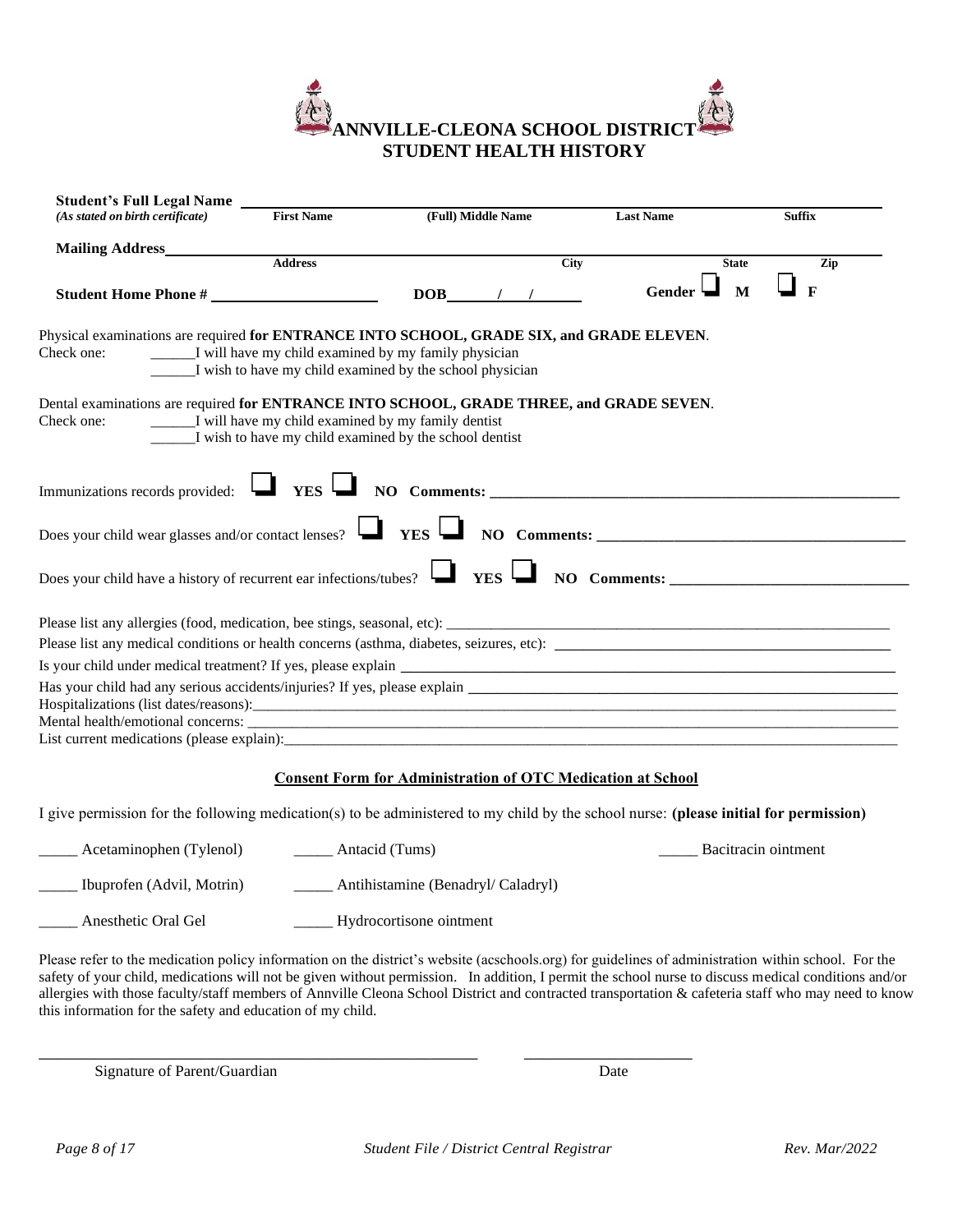# ANNVILLE-CLEONA SCHOOL DISTRICT
## STUDENT HEALTH HISTORY

**Student's Full Legal Name** ______________________________________________
*(As stated on birth certificate)* **First Name** **(Full) Middle Name** **Last Name** **Suffix**

**Mailing Address** ______________________________________________
**Address** **City** **State** **Zip**

**Student Home Phone #** ____________________ **DOB** ______/____/______ **Gender** ❑ **M** ❑ **F**

Physical examinations are required **for ENTRANCE INTO SCHOOL, GRADE SIX, and GRADE ELEVEN**.

Check one:
______I will have my child examined by my family physician
______I wish to have my child examined by the school physician

Dental examinations are required **for ENTRANCE INTO SCHOOL, GRADE THREE, and GRADE SEVEN**.

Check one:
______I will have my child examined by my family dentist
______I wish to have my child examined by the school dentist

Immunizations records provided: ❑ **YES** ❑ **NO Comments:** ______________________________

Does your child wear glasses and/or contact lenses? ❑ **YES** ❑ **NO Comments:** ______________________________

Does your child have a history of recurrent ear infections/tubes? ❑ **YES** ❑ **NO Comments:** ______________________________

Please list any allergies (food, medication, bee stings, seasonal, etc): ______________________________

Please list any medical conditions or health concerns (asthma, diabetes, seizures, etc): ______________________________

Is your child under medical treatment? If yes, please explain ______________________________

Has your child had any serious accidents/injuries? If yes, please explain ______________________________

Hospitalizations (list dates/reasons):______________________________

Mental health/emotional concerns: ______________________________

List current medications (please explain):______________________________

### Consent Form for Administration of OTC Medication at School

I give permission for the following medication(s) to be administered to my child by the school nurse: **(please initial for permission)**

_____ Acetaminophen (Tylenol) _____ Antacid (Tums) _____ Bacitracin ointment

_____ Ibuprofen (Advil, Motrin) _____ Antihistamine (Benadryl/ Caladryl)

_____ Anesthetic Oral Gel _____ Hydrocortisone ointment

Please refer to the medication policy information on the district's website (acschools.org) for guidelines of administration within school. For the safety of your child, medications will not be given without permission. In addition, I permit the school nurse to discuss medical conditions and/or allergies with those faculty/staff members of Annville Cleona School District and contracted transportation & cafeteria staff who may need to know this information for the safety and education of my child.

______________________________________________ ____________________
Signature of Parent/Guardian Date

*Student File / District Central Registrar* *Rev. Mar/2022*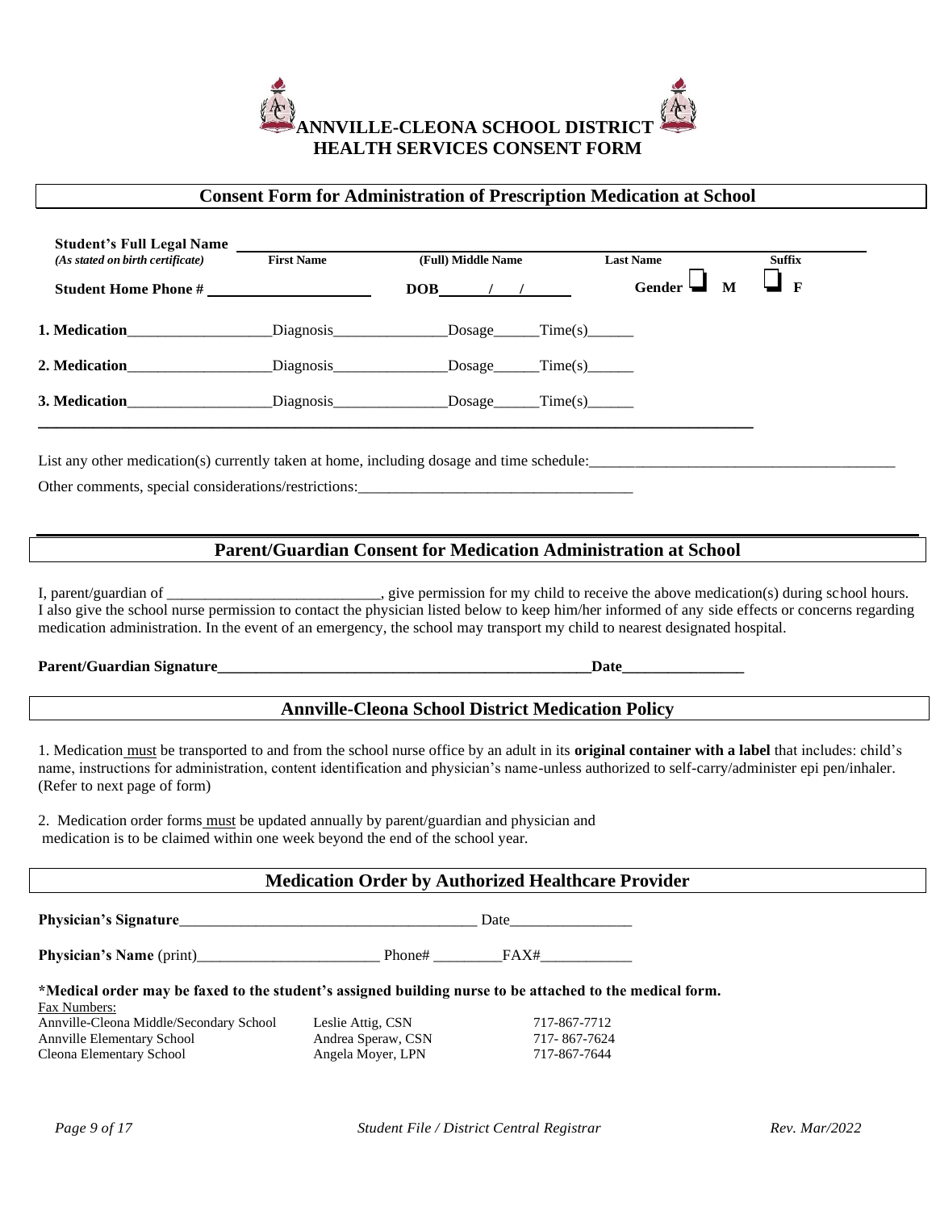# ANNVILLE-CLEONA SCHOOL DISTRICT
# HEALTH SERVICES CONSENT FORM

## Consent Form for Administration of Prescription Medication at School

**Student's Full Legal Name** ______________________________________________
*(As stated on birth certificate)* **First Name** **(Full) Middle Name** **Last Name** **Suffix**

**Student Home Phone #** ____________________ **DOB** ____/____/____ **Gender** ☐ **M** ☐ **F**

**1. Medication**__________________Diagnosis______________Dosage______Time(s)______

**2. Medication**__________________Diagnosis______________Dosage______Time(s)______

**3. Medication**__________________Diagnosis______________Dosage______Time(s)______

List any other medication(s) currently taken at home, including dosage and time schedule:________________________________________

Other comments, special considerations/restrictions:___________________________________

## Parent/Guardian Consent for Medication Administration at School

I, parent/guardian of ___________________________, give permission for my child to receive the above medication(s) during school hours. I also give the school nurse permission to contact the physician listed below to keep him/her informed of any side effects or concerns regarding medication administration. In the event of an emergency, the school may transport my child to nearest designated hospital.

**Parent/Guardian Signature**__________________________________________________**Date**________________

## Annville-Cleona School District Medication Policy

1. Medication must be transported to and from the school nurse office by an adult in its **original container with a label** that includes: child's name, instructions for administration, content identification and physician's name-unless authorized to self-carry/administer epi pen/inhaler. (Refer to next page of form)

2. Medication order forms must be updated annually by parent/guardian and physician and medication is to be claimed within one week beyond the end of the school year.

## Medication Order by Authorized Healthcare Provider

**Physician's Signature**______________________________________ Date________________

**Physician's Name** (print)________________________ Phone# _________FAX#____________

**\*Medical order may be faxed to the student's assigned building nurse to be attached to the medical form.**

Fax Numbers:

| | | |
|---|---|---|
| Annville-Cleona Middle/Secondary School | Leslie Attig, CSN | 717-867-7712 |
| Annville Elementary School | Andrea Speraw, CSN | 717- 867-7624 |
| Cleona Elementary School | Angela Moyer, LPN | 717-867-7644 |

*Student File / District Central Registrar*

*Rev. Mar/2022*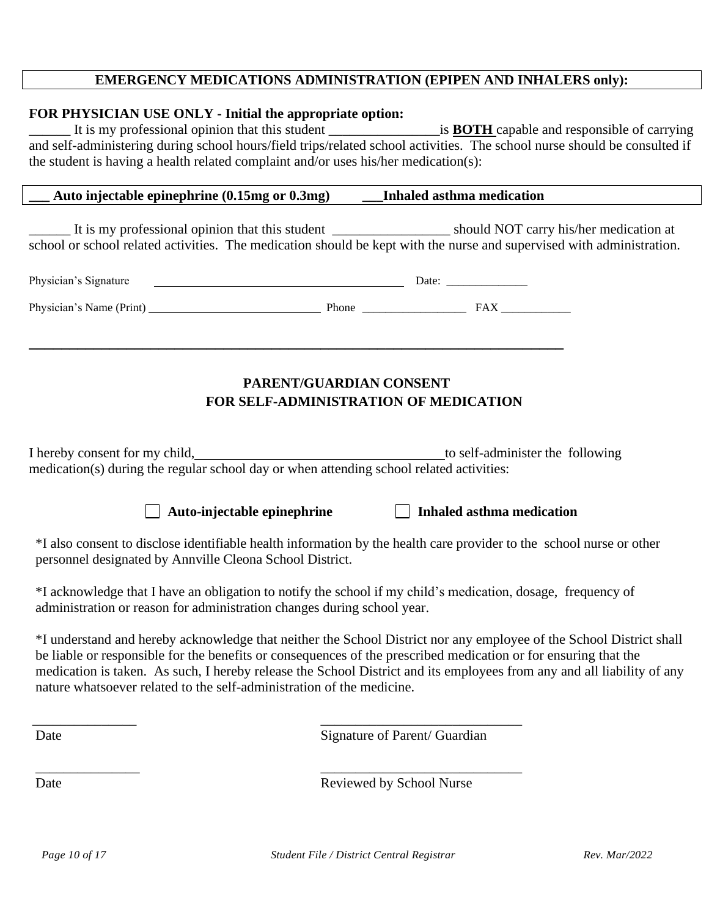**EMERGENCY MEDICATIONS ADMINISTRATION (EPIPEN AND INHALERS only):**

**FOR PHYSICIAN USE ONLY - Initial the appropriate option:**

______ It is my professional opinion that this student ________________is **BOTH** capable and responsible of carrying and self-administering during school hours/field trips/related school activities. The school nurse should be consulted if the student is having a health related complaint and/or uses his/her medication(s):

**___ Auto injectable epinephrine (0.15mg or 0.3mg)** **___Inhaled asthma medication**

______ It is my professional opinion that this student _________________ should NOT carry his/her medication at school or school related activities. The medication should be kept with the nurse and supervised with administration.

Physician's Signature ________________________________________ Date: ______________

Physician's Name (Print) ____________________________ Phone __________________ FAX ____________

---

## PARENT/GUARDIAN CONSENT
## FOR SELF-ADMINISTRATION OF MEDICATION

I hereby consent for my child,____________________________________to self-administer the following medication(s) during the regular school day or when attending school related activities:

☐ **Auto-injectable epinephrine** ☐ **Inhaled asthma medication**

*I also consent to disclose identifiable health information by the health care provider to the school nurse or other personnel designated by Annville Cleona School District.

*I acknowledge that I have an obligation to notify the school if my child's medication, dosage, frequency of administration or reason for administration changes during school year.

*I understand and hereby acknowledge that neither the School District nor any employee of the School District shall be liable or responsible for the benefits or consequences of the prescribed medication or for ensuring that the medication is taken. As such, I hereby release the School District and its employees from any and all liability of any nature whatsoever related to the self-administration of the medicine.

_______________ _____________________________
Date Signature of Parent/ Guardian

_______________ _____________________________
Date Reviewed by School Nurse

*Student File / District Central Registrar* *Rev. Mar/2022*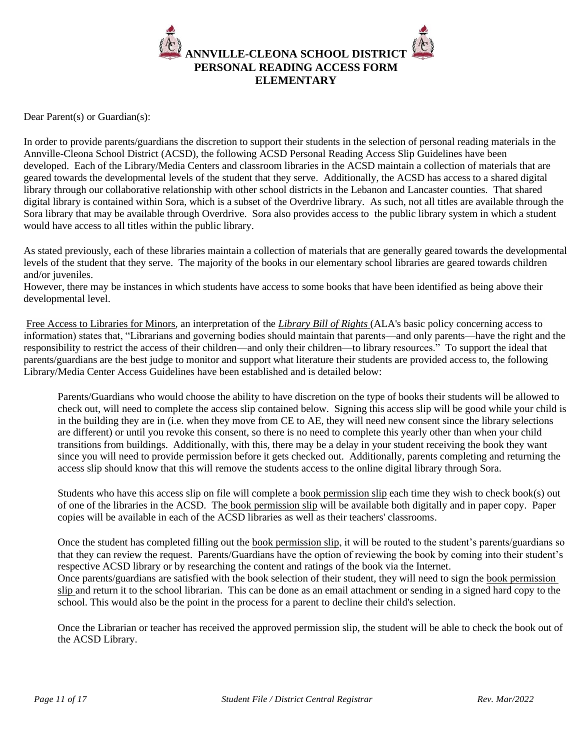# ANNVILLE-CLEONA SCHOOL DISTRICT
## PERSONAL READING ACCESS FORM
## ELEMENTARY

Dear Parent(s) or Guardian(s):

In order to provide parents/guardians the discretion to support their students in the selection of personal reading materials in the Annville-Cleona School District (ACSD), the following ACSD Personal Reading Access Slip Guidelines have been developed. Each of the Library/Media Centers and classroom libraries in the ACSD maintain a collection of materials that are geared towards the developmental levels of the student that they serve. Additionally, the ACSD has access to a shared digital library through our collaborative relationship with other school districts in the Lebanon and Lancaster counties. That shared digital library is contained within Sora, which is a subset of the Overdrive library. As such, not all titles are available through the Sora library that may be available through Overdrive. Sora also provides access to the public library system in which a student would have access to all titles within the public library.

As stated previously, each of these libraries maintain a collection of materials that are generally geared towards the developmental levels of the student that they serve. The majority of the books in our elementary school libraries are geared towards children and/or juveniles.
However, there may be instances in which students have access to some books that have been identified as being above their developmental level.

Free Access to Libraries for Minors, an interpretation of the *Library Bill of Rights* (ALA's basic policy concerning access to information) states that, "Librarians and governing bodies should maintain that parents—and only parents—have the right and the responsibility to restrict the access of their children—and only their children—to library resources." To support the ideal that parents/guardians are the best judge to monitor and support what literature their students are provided access to, the following Library/Media Center Access Guidelines have been established and is detailed below:

> Parents/Guardians who would choose the ability to have discretion on the type of books their students will be allowed to check out, will need to complete the access slip contained below. Signing this access slip will be good while your child is in the building they are in (i.e. when they move from CE to AE, they will need new consent since the library selections are different) or until you revoke this consent, so there is no need to complete this yearly other than when your child transitions from buildings. Additionally, with this, there may be a delay in your student receiving the book they want since you will need to provide permission before it gets checked out. Additionally, parents completing and returning the access slip should know that this will remove the students access to the online digital library through Sora.
>
> Students who have this access slip on file will complete a book permission slip each time they wish to check book(s) out of one of the libraries in the ACSD. The book permission slip will be available both digitally and in paper copy. Paper copies will be available in each of the ACSD libraries as well as their teachers' classrooms.
>
> Once the student has completed filling out the book permission slip, it will be routed to the student's parents/guardians so that they can review the request. Parents/Guardians have the option of reviewing the book by coming into their student's respective ACSD library or by researching the content and ratings of the book via the Internet.
> Once parents/guardians are satisfied with the book selection of their student, they will need to sign the book permission slip and return it to the school librarian. This can be done as an email attachment or sending in a signed hard copy to the school. This would also be the point in the process for a parent to decline their child's selection.
>
> Once the Librarian or teacher has received the approved permission slip, the student will be able to check the book out of the ACSD Library.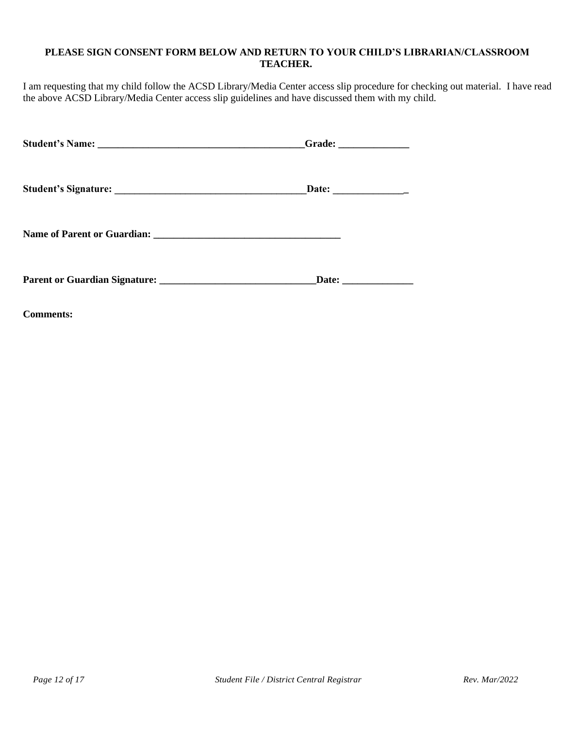**PLEASE SIGN CONSENT FORM BELOW AND RETURN TO YOUR CHILD'S LIBRARIAN/CLASSROOM TEACHER.**

I am requesting that my child follow the ACSD Library/Media Center access slip procedure for checking out material. I have read the above ACSD Library/Media Center access slip guidelines and have discussed them with my child.

**Student's Name: \_\_\_\_\_\_\_\_\_\_\_\_\_\_\_\_\_\_\_\_\_\_\_\_\_\_\_\_\_\_\_\_\_\_\_\_\_\_\_\_\_Grade: \_\_\_\_\_\_\_\_\_\_\_\_\_\_**

**Student's Signature: \_\_\_\_\_\_\_\_\_\_\_\_\_\_\_\_\_\_\_\_\_\_\_\_\_\_\_\_\_\_\_\_\_\_\_\_\_\_Date: \_\_\_\_\_\_\_\_\_\_\_\_\_\_\_**

**Name of Parent or Guardian: \_\_\_\_\_\_\_\_\_\_\_\_\_\_\_\_\_\_\_\_\_\_\_\_\_\_\_\_\_\_\_\_\_\_\_\_\_\_**

**Parent or Guardian Signature: \_\_\_\_\_\_\_\_\_\_\_\_\_\_\_\_\_\_\_\_\_\_\_\_\_\_\_\_\_\_\_\_Date: \_\_\_\_\_\_\_\_\_\_\_\_\_\_**

**Comments:**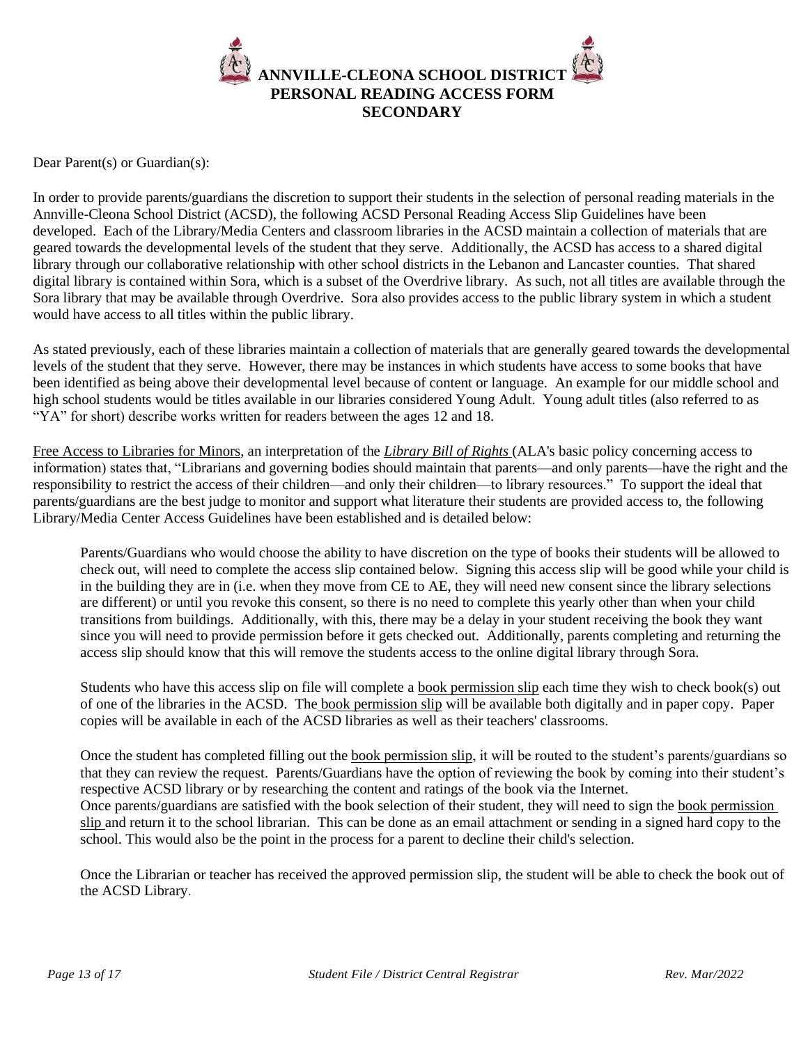# ANNVILLE-CLEONA SCHOOL DISTRICT
# PERSONAL READING ACCESS FORM
# SECONDARY

Dear Parent(s) or Guardian(s):

In order to provide parents/guardians the discretion to support their students in the selection of personal reading materials in the Annville-Cleona School District (ACSD), the following ACSD Personal Reading Access Slip Guidelines have been developed. Each of the Library/Media Centers and classroom libraries in the ACSD maintain a collection of materials that are geared towards the developmental levels of the student that they serve. Additionally, the ACSD has access to a shared digital library through our collaborative relationship with other school districts in the Lebanon and Lancaster counties. That shared digital library is contained within Sora, which is a subset of the Overdrive library. As such, not all titles are available through the Sora library that may be available through Overdrive. Sora also provides access to the public library system in which a student would have access to all titles within the public library.

As stated previously, each of these libraries maintain a collection of materials that are generally geared towards the developmental levels of the student that they serve. However, there may be instances in which students have access to some books that have been identified as being above their developmental level because of content or language. An example for our middle school and high school students would be titles available in our libraries considered Young Adult. Young adult titles (also referred to as "YA" for short) describe works written for readers between the ages 12 and 18.

Free Access to Libraries for Minors, an interpretation of the *Library Bill of Rights* (ALA's basic policy concerning access to information) states that, "Librarians and governing bodies should maintain that parents—and only parents—have the right and the responsibility to restrict the access of their children—and only their children—to library resources." To support the ideal that parents/guardians are the best judge to monitor and support what literature their students are provided access to, the following Library/Media Center Access Guidelines have been established and is detailed below:

> Parents/Guardians who would choose the ability to have discretion on the type of books their students will be allowed to check out, will need to complete the access slip contained below. Signing this access slip will be good while your child is in the building they are in (i.e. when they move from CE to AE, they will need new consent since the library selections are different) or until you revoke this consent, so there is no need to complete this yearly other than when your child transitions from buildings. Additionally, with this, there may be a delay in your student receiving the book they want since you will need to provide permission before it gets checked out. Additionally, parents completing and returning the access slip should know that this will remove the students access to the online digital library through Sora.
>
> Students who have this access slip on file will complete a book permission slip each time they wish to check book(s) out of one of the libraries in the ACSD. The book permission slip will be available both digitally and in paper copy. Paper copies will be available in each of the ACSD libraries as well as their teachers' classrooms.
>
> Once the student has completed filling out the book permission slip, it will be routed to the student's parents/guardians so that they can review the request. Parents/Guardians have the option of reviewing the book by coming into their student's respective ACSD library or by researching the content and ratings of the book via the Internet.
> Once parents/guardians are satisfied with the book selection of their student, they will need to sign the book permission slip and return it to the school librarian. This can be done as an email attachment or sending in a signed hard copy to the school. This would also be the point in the process for a parent to decline their child's selection.
>
> Once the Librarian or teacher has received the approved permission slip, the student will be able to check the book out of the ACSD Library.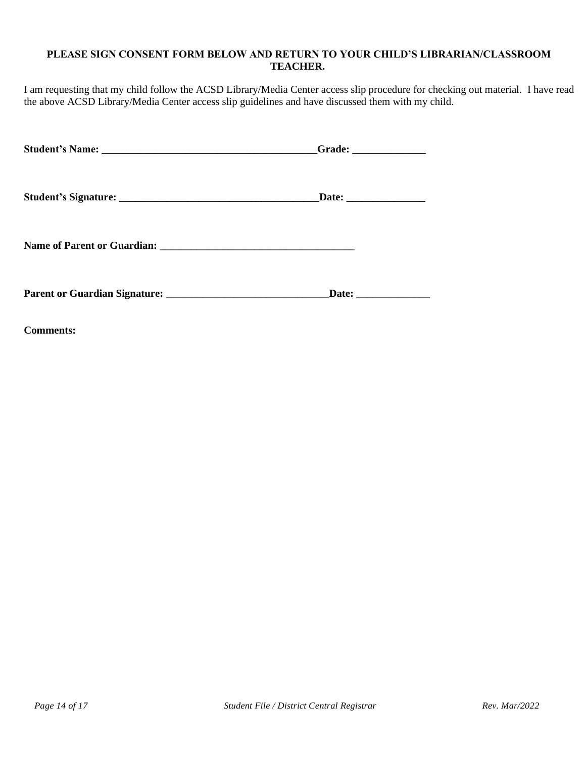**PLEASE SIGN CONSENT FORM BELOW AND RETURN TO YOUR CHILD'S LIBRARIAN/CLASSROOM TEACHER.**

I am requesting that my child follow the ACSD Library/Media Center access slip procedure for checking out material. I have read the above ACSD Library/Media Center access slip guidelines and have discussed them with my child.

**Student's Name: \_\_\_\_\_\_\_\_\_\_\_\_\_\_\_\_\_\_\_\_\_\_\_\_\_\_\_\_\_\_\_\_\_\_\_\_\_\_\_\_\_\_Grade: \_\_\_\_\_\_\_\_\_\_\_\_\_\_**

**Student's Signature: \_\_\_\_\_\_\_\_\_\_\_\_\_\_\_\_\_\_\_\_\_\_\_\_\_\_\_\_\_\_\_\_\_\_\_\_\_\_Date: \_\_\_\_\_\_\_\_\_\_\_\_\_\_\_**

**Name of Parent or Guardian: \_\_\_\_\_\_\_\_\_\_\_\_\_\_\_\_\_\_\_\_\_\_\_\_\_\_\_\_\_\_\_\_\_\_\_\_\_\_**

**Parent or Guardian Signature: \_\_\_\_\_\_\_\_\_\_\_\_\_\_\_\_\_\_\_\_\_\_\_\_\_\_\_\_\_\_\_Date: \_\_\_\_\_\_\_\_\_\_\_\_\_\_**

**Comments:**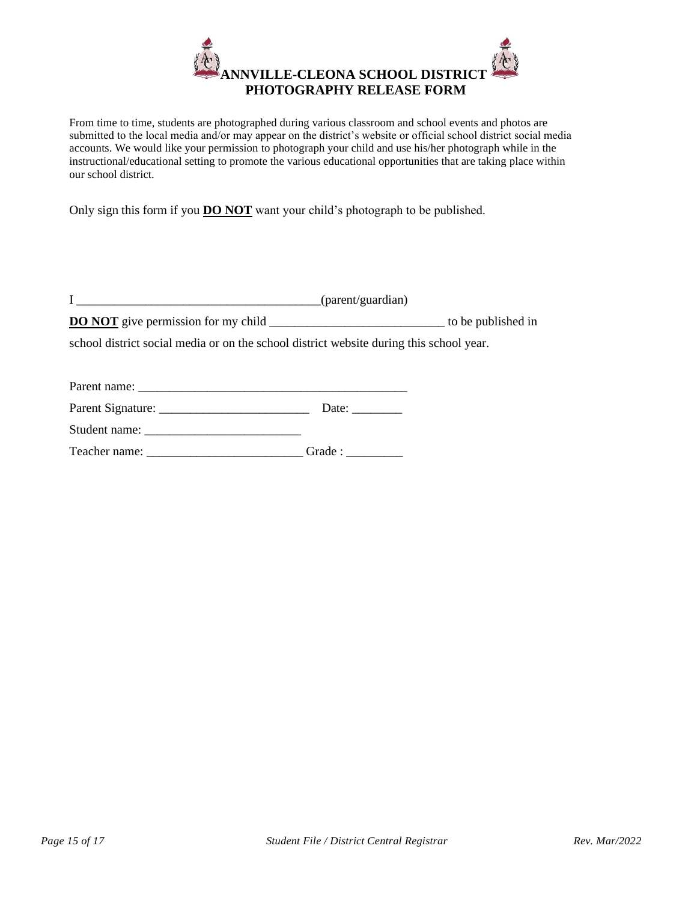# ANNVILLE-CLEONA SCHOOL DISTRICT
## PHOTOGRAPHY RELEASE FORM

From time to time, students are photographed during various classroom and school events and photos are submitted to the local media and/or may appear on the district's website or official school district social media accounts. We would like your permission to photograph your child and use his/her photograph while in the instructional/educational setting to promote the various educational opportunities that are taking place within our school district.

Only sign this form if you **DO NOT** want your child's photograph to be published.

I _______________________________________(parent/guardian)

**DO NOT** give permission for my child ___________________________ to be published in school district social media or on the school district website during this school year.

Parent name: ___________________________________________

Parent Signature: ________________________ Date: ________

Student name: _________________________

Teacher name: _________________________ Grade : _________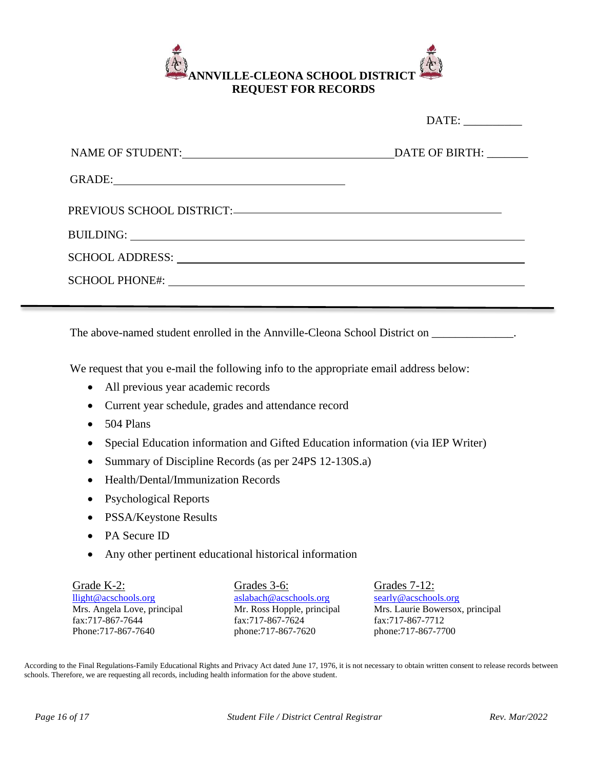# ANNVILLE-CLEONA SCHOOL DISTRICT
## REQUEST FOR RECORDS

DATE: __________

NAME OF STUDENT: ____________________________________ DATE OF BIRTH: _______

GRADE: ________________________________________

PREVIOUS SCHOOL DISTRICT: ______________________________________________

BUILDING: ______________________________________________________________

SCHOOL ADDRESS: ________________________________________________________

SCHOOL PHONE#: _________________________________________________________

---

The above-named student enrolled in the Annville-Cleona School District on ______________.

We request that you e-mail the following info to the appropriate email address below:

- All previous year academic records
- Current year schedule, grades and attendance record
- 504 Plans
- Special Education information and Gifted Education information (via IEP Writer)
- Summary of Discipline Records (as per 24PS 12-130S.a)
- Health/Dental/Immunization Records
- Psychological Reports
- PSSA/Keystone Results
- PA Secure ID
- Any other pertinent educational historical information

| Grade K-2: | Grades 3-6: | Grades 7-12: |
|---|---|---|
| llight@acschools.org | aslabach@acschools.org | searly@acschools.org |
| Mrs. Angela Love, principal | Mr. Ross Hopple, principal | Mrs. Laurie Bowersox, principal |
| fax:717-867-7644 | fax:717-867-7624 | fax:717-867-7712 |
| Phone:717-867-7640 | phone:717-867-7620 | phone:717-867-7700 |

According to the Final Regulations-Family Educational Rights and Privacy Act dated June 17, 1976, it is not necessary to obtain written consent to release records between schools. Therefore, we are requesting all records, including health information for the above student.

*Student File / District Central Registrar* *Rev. Mar/2022*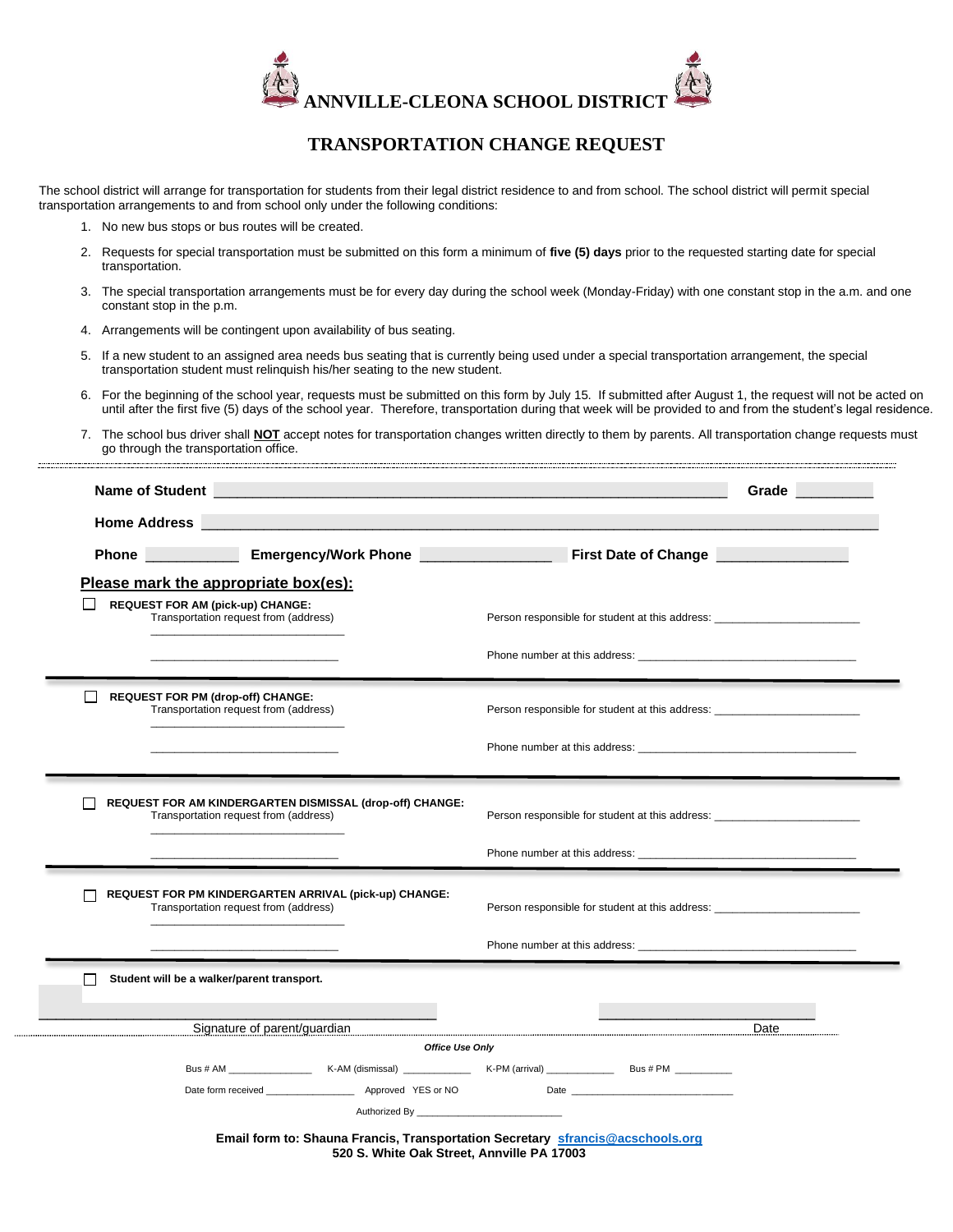# ANNVILLE-CLEONA SCHOOL DISTRICT

## TRANSPORTATION CHANGE REQUEST

The school district will arrange for transportation for students from their legal district residence to and from school. The school district will permit special transportation arrangements to and from school only under the following conditions:

1. No new bus stops or bus routes will be created.
2. Requests for special transportation must be submitted on this form a minimum of **five (5) days** prior to the requested starting date for special transportation.
3. The special transportation arrangements must be for every day during the school week (Monday-Friday) with one constant stop in the a.m. and one constant stop in the p.m.
4. Arrangements will be contingent upon availability of bus seating.
5. If a new student to an assigned area needs bus seating that is currently being used under a special transportation arrangement, the special transportation student must relinquish his/her seating to the new student.
6. For the beginning of the school year, requests must be submitted on this form by July 15. If submitted after August 1, the request will not be acted on until after the first five (5) days of the school year. Therefore, transportation during that week will be provided to and from the student's legal residence.
7. The school bus driver shall **NOT** accept notes for transportation changes written directly to them by parents. All transportation change requests must go through the transportation office.

---

**Name of Student** ________________________________________ **Grade** __________

**Home Address** ________________________________________________________

**Phone** ____________ **Emergency/Work Phone** ________________ **First Date of Change** ________________

**Please mark the appropriate box(es):**

☐ **REQUEST FOR AM (pick-up) CHANGE:**
Transportation request from (address) ______________________________
______________________________
Person responsible for student at this address: ________________________
Phone number at this address: ____________________________________

---

☐ **REQUEST FOR PM (drop-off) CHANGE:**
Transportation request from (address) ______________________________
______________________________
Person responsible for student at this address: ________________________
Phone number at this address: ____________________________________

---

☐ **REQUEST FOR AM KINDERGARTEN DISMISSAL (drop-off) CHANGE:**
Transportation request from (address) ______________________________
______________________________
Person responsible for student at this address: ________________________
Phone number at this address: ____________________________________

---

☐ **REQUEST FOR PM KINDERGARTEN ARRIVAL (pick-up) CHANGE:**
Transportation request from (address) ______________________________
______________________________
Person responsible for student at this address: ________________________
Phone number at this address: ____________________________________

---

☐ **Student will be a walker/parent transport.**

________________________________________ ________________________
Signature of parent/guardian Date

***Office Use Only***

Bus # AM ______________ K-AM (dismissal) ____________ K-PM (arrival) ____________ Bus # PM __________

Date form received ________________ Approved YES or NO Date ____________________________

Authorized By __________________________

**Email form to: Shauna Francis, Transportation Secretary sfrancis@acschools.org**
**520 S. White Oak Street, Annville PA 17003**